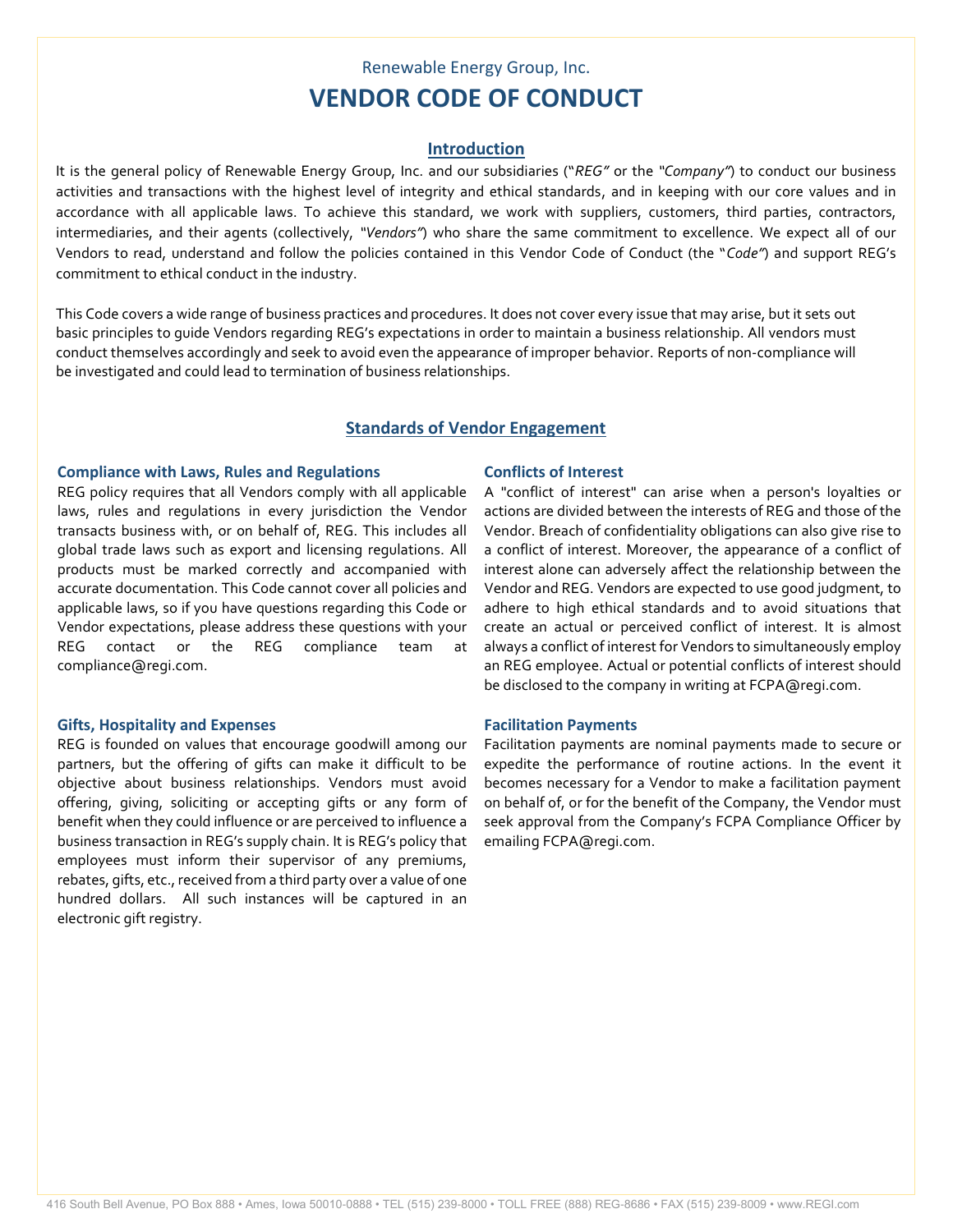Renewable Energy Group, Inc.

# VENDOR CODE OF CONDUCT

## Introduction

It is the general policy of Renewable Energy Group, Inc. and our subsidiaries ("*REG"* or the *"Company"*) to conduct our business activities and transactions with the highest level of integrity and ethical standards, and in keeping with our core values and in accordance with all applicable laws. To achieve this standard, we work with suppliers, customers, third parties, contractors, intermediaries, and their agents (collectively, *"Vendors"*) who share the same commitment to excellence. We expect all of our Vendors to read, understand and follow the policies contained in this Vendor Code of Conduct (the "*Code"*) and support REG's commitment to ethical conduct in the industry.

This Code covers a wide range of business practices and procedures. It does not cover every issue that may arise, but it sets out basic principles to guide Vendors regarding REG's expectations in order to maintain a business relationship. All vendors must conduct themselves accordingly and seek to avoid even the appearance of improper behavior. Reports of non-compliance will be investigated and could lead to termination of business relationships.

## Standards of Vendor Engagement

### Compliance with Laws, Rules and Regulations

REG policy requires that all Vendors comply with all applicable laws, rules and regulations in every jurisdiction the Vendor transacts business with, or on behalf of, REG. This includes all global trade laws such as export and licensing regulations. All products must be marked correctly and accompanied with accurate documentation. This Code cannot cover all policies and applicable laws, so if you have questions regarding this Code or Vendor expectations, please address these questions with your REG contact or the REG compliance team at compliance@regi.com.

### Gifts, Hospitality and Expenses

REG is founded on values that encourage goodwill among our partners, but the offering of gifts can make it difficult to be objective about business relationships. Vendors must avoid offering, giving, soliciting or accepting gifts or any form of benefit when they could influence or are perceived to influence a business transaction in REG's supply chain. It is REG's policy that employees must inform their supervisor of any premiums, rebates, gifts, etc., received from a third party over a value of one hundred dollars. All such instances will be captured in an electronic gift registry.

### Conflicts of Interest

A "conflict of interest" can arise when a person's loyalties or actions are divided between the interests of REG and those of the Vendor. Breach of confidentiality obligations can also give rise to a conflict of interest. Moreover, the appearance of a conflict of interest alone can adversely affect the relationship between the Vendor and REG. Vendors are expected to use good judgment, to adhere to high ethical standards and to avoid situations that create an actual or perceived conflict of interest. It is almost always a conflict of interest for Vendors to simultaneously employ an REG employee. Actual or potential conflicts of interest should be disclosed to the company in writing at FCPA@regi.com.

### Facilitation Payments

Facilitation payments are nominal payments made to secure or expedite the performance of routine actions. In the event it becomes necessary for a Vendor to make a facilitation payment on behalf of, or for the benefit of the Company, the Vendor must seek approval from the Company's FCPA Compliance Officer by emailing FCPA@regi.com.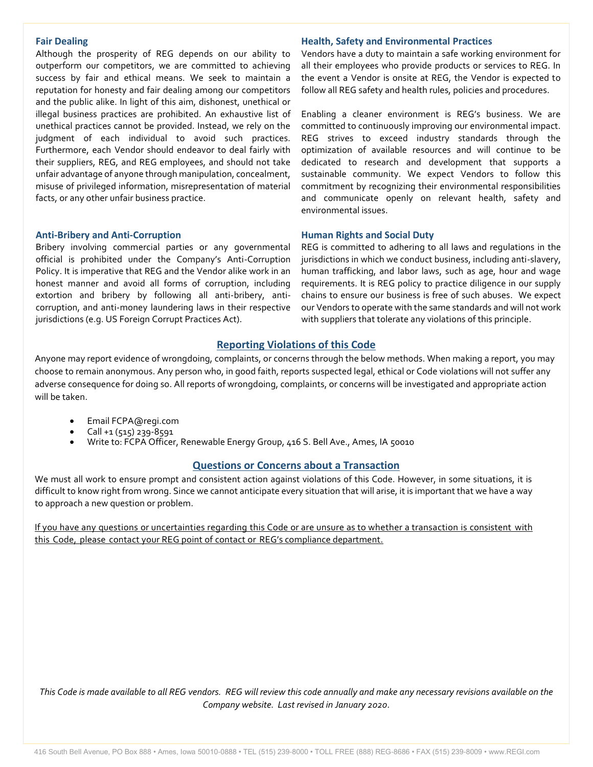### Fair Dealing

Although the prosperity of REG depends on our ability to outperform our competitors, we are committed to achieving success by fair and ethical means. We seek to maintain a reputation for honesty and fair dealing among our competitors and the public alike. In light of this aim, dishonest, unethical or illegal business practices are prohibited. An exhaustive list of unethical practices cannot be provided. Instead, we rely on the judgment of each individual to avoid such practices. Furthermore, each Vendor should endeavor to deal fairly with their suppliers, REG, and REG employees, and should not take unfair advantage of anyone through manipulation, concealment, misuse of privileged information, misrepresentation of material facts, or any other unfair business practice.

### Anti-Bribery and Anti-Corruption

Bribery involving commercial parties or any governmental official is prohibited under the Company's Anti-Corruption Policy. It is imperative that REG and the Vendor alike work in an honest manner and avoid all forms of corruption, including extortion and bribery by following all anti-bribery, anti-corruption, and anti-money laundering laws in their respective jurisdictions (e.g. US Foreign Corrupt Practices Act).

### Health, Safety and Environmental Practices

Vendors have a duty to maintain a safe working environment for all their employees who provide products or services to REG. In the event a Vendor is onsite at REG, the Vendor is expected to follow all REG safety and health rules, policies and procedures.

Enabling a cleaner environment is REG's business. We are committed to continuously improving our environmental impact. REG strives to exceed industry standards through the optimization of available resources and will continue to be dedicated to research and development that supports a sustainable community. We expect Vendors to follow this commitment by recognizing their environmental responsibilities and communicate openly on relevant health, safety and environmental issues.

### Human Rights and Social Duty

REG is committed to adhering to all laws and regulations in the jurisdictions in which we conduct business, including anti-slavery, human trafficking, and labor laws, such as age, hour and wage requirements. It is REG policy to practice diligence in our supply chains to ensure our business is free of such abuses. We expect our Vendors to operate with the same standards and will not work with suppliers that tolerate any violations of this principle.

## Reporting Violations of this Code

Anyone may report evidence of wrongdoing, complaints, or concerns through the below methods. When making a report, you may choose to remain anonymous. Any person who, in good faith, reports suspected legal, ethical or Code violations will not suffer any adverse consequence for doing so. All reports of wrongdoing, complaints, or concerns will be investigated and appropriate action will be taken.

- Email FCPA@regi.com
- Call +1 (515) 239-8591
- Write to: FCPA Officer, Renewable Energy Group, 416 S. Bell Ave., Ames, IA 50010

## Questions or Concerns about a Transaction

We must all work to ensure prompt and consistent action against violations of this Code. However, in some situations, it is difficult to know right from wrong. Since we cannot anticipate every situation that will arise, it is important that we have a way to approach a new question or problem.

If you have any questions or uncertainties regarding this Code or are unsure as to whether a transaction is consistent with this Code, please contact your REG point of contact or REG's compliance department.

*This Code is made available to all REG vendors. REG will review this code annually and make any necessary revisions available on the Company website. Last revised in January 2020.*